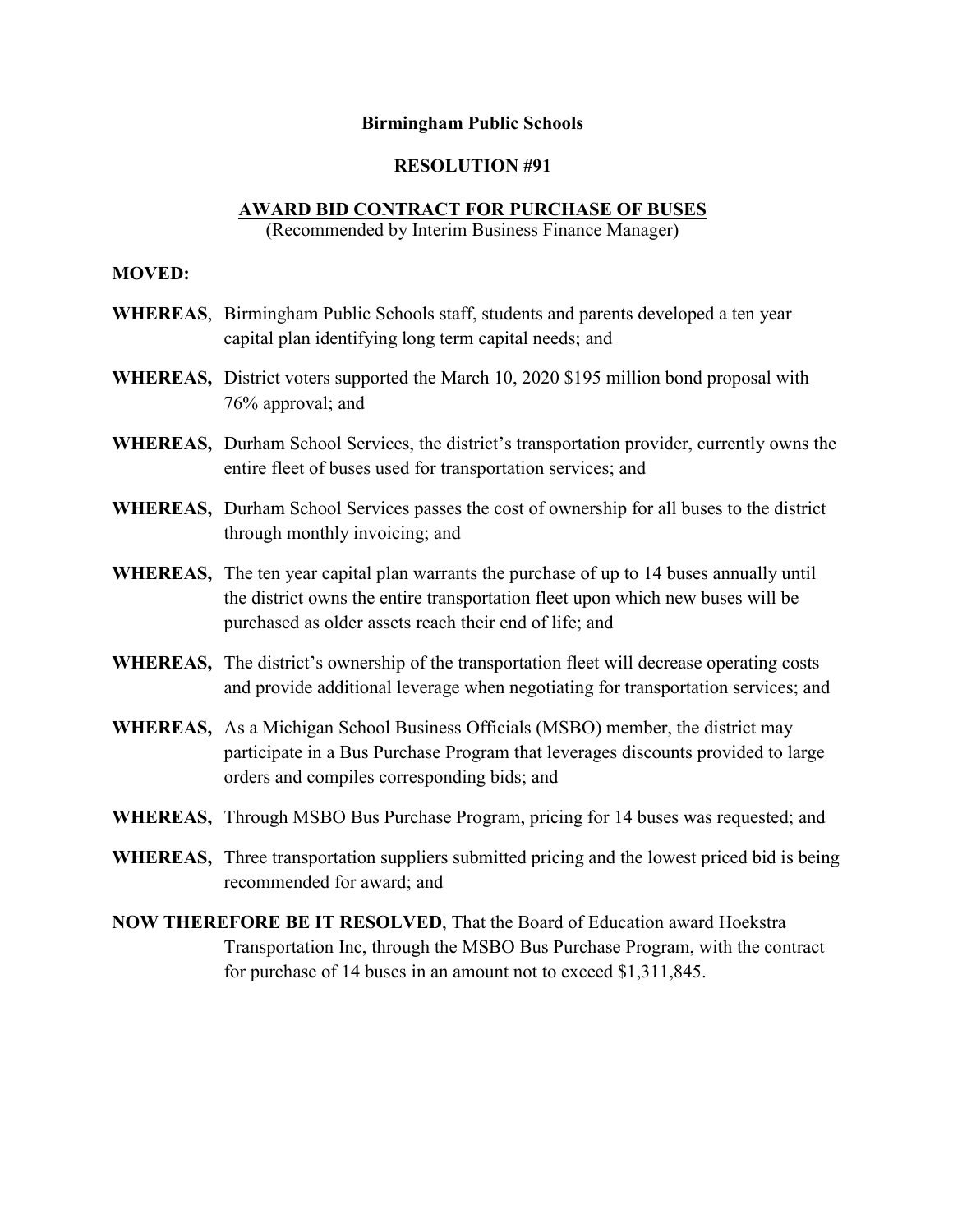# Birmingham Public Schools

## RESOLUTION #91

## AWARD BID CONTRACT FOR PURCHASE OF BUSES

(Recommended by Interim Business Finance Manager)

**MOVED:**

**WHEREAS**, Birmingham Public Schools staff, students and parents developed a ten year capital plan identifying long term capital needs; and

**WHEREAS,** District voters supported the March 10, 2020 $195 million bond proposal with 76% approval; and

**WHEREAS,** Durham School Services, the district's transportation provider, currently owns the entire fleet of buses used for transportation services; and

**WHEREAS,** Durham School Services passes the cost of ownership for all buses to the district through monthly invoicing; and

**WHEREAS,** The ten year capital plan warrants the purchase of up to 14 buses annually until the district owns the entire transportation fleet upon which new buses will be purchased as older assets reach their end of life; and

**WHEREAS,** The district's ownership of the transportation fleet will decrease operating costs and provide additional leverage when negotiating for transportation services; and

**WHEREAS,** As a Michigan School Business Officials (MSBO) member, the district may participate in a Bus Purchase Program that leverages discounts provided to large orders and compiles corresponding bids; and

**WHEREAS,** Through MSBO Bus Purchase Program, pricing for 14 buses was requested; and

**WHEREAS,** Three transportation suppliers submitted pricing and the lowest priced bid is being recommended for award; and

**NOW THEREFORE BE IT RESOLVED**, That the Board of Education award Hoekstra Transportation Inc, through the MSBO Bus Purchase Program, with the contract for purchase of 14 buses in an amount not to exceed $1,311,845.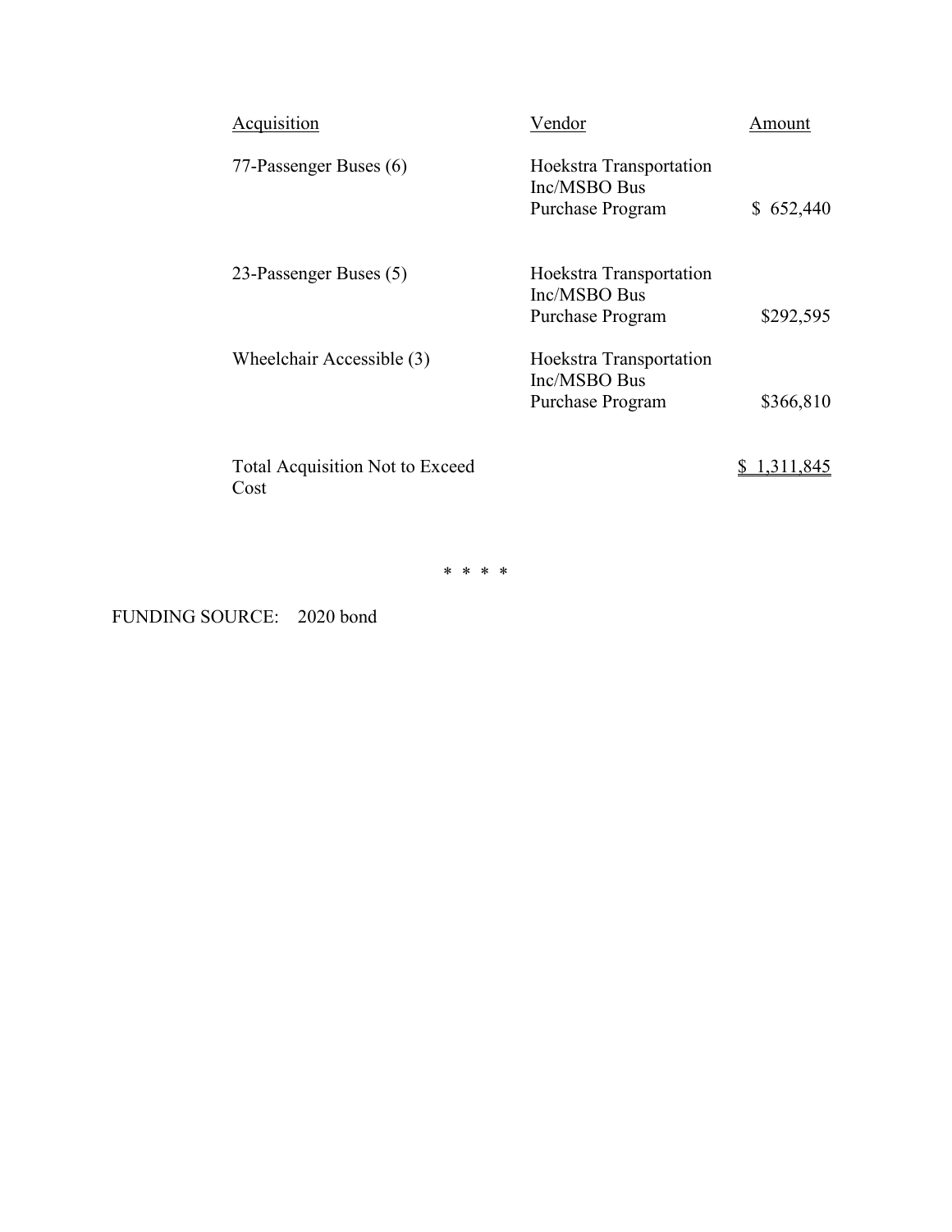| Acquisition | Vendor | Amount |
|---|---|---|
| 77-Passenger Buses (6) | Hoekstra Transportation Inc/MSBO Bus Purchase Program | $ 652,440 |
| 23-Passenger Buses (5) | Hoekstra Transportation Inc/MSBO Bus Purchase Program | $292,595 |
| Wheelchair Accessible (3) | Hoekstra Transportation Inc/MSBO Bus Purchase Program | $366,810 |
| Total Acquisition Not to Exceed Cost | | $ 1,311,845 |

\* \* \* \*

FUNDING SOURCE: 2020 bond